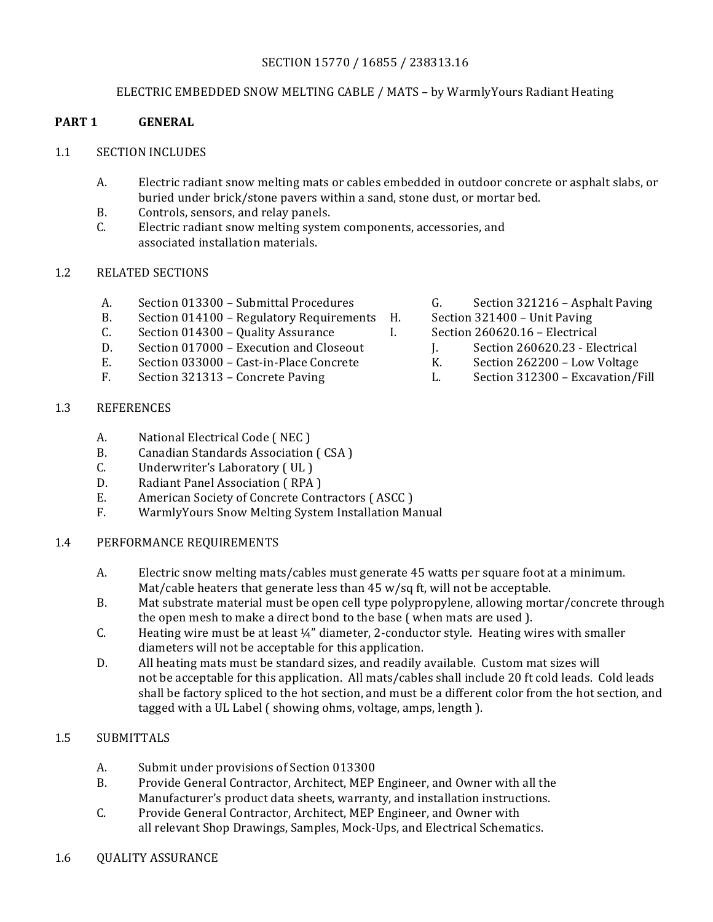SECTION 15770 / 16855 / 238313.16

ELECTRIC EMBEDDED SNOW MELTING CABLE / MATS – by WarmlyYours Radiant Heating

## PART 1 GENERAL

### 1.1 SECTION INCLUDES

A. Electric radiant snow melting mats or cables embedded in outdoor concrete or asphalt slabs, or buried under brick/stone pavers within a sand, stone dust, or mortar bed.

B. Controls, sensors, and relay panels.

C. Electric radiant snow melting system components, accessories, and associated installation materials.

### 1.2 RELATED SECTIONS

A. Section 013300 – Submittal Procedures

B. Section 014100 – Regulatory Requirements

C. Section 014300 – Quality Assurance

D. Section 017000 – Execution and Closeout

E. Section 033000 – Cast-in-Place Concrete

F. Section 321313 – Concrete Paving

G. Section 321216 – Asphalt Paving

H. Section 321400 – Unit Paving

I. Section 260620.16 – Electrical

J. Section 260620.23 - Electrical

K. Section 262200 – Low Voltage

L. Section 312300 – Excavation/Fill

### 1.3 REFERENCES

A. National Electrical Code ( NEC )

B. Canadian Standards Association ( CSA )

C. Underwriter's Laboratory ( UL )

D. Radiant Panel Association ( RPA )

E. American Society of Concrete Contractors ( ASCC )

F. WarmlyYours Snow Melting System Installation Manual

### 1.4 PERFORMANCE REQUIREMENTS

A. Electric snow melting mats/cables must generate 45 watts per square foot at a minimum. Mat/cable heaters that generate less than 45 w/sq ft, will not be acceptable.

B. Mat substrate material must be open cell type polypropylene, allowing mortar/concrete through the open mesh to make a direct bond to the base ( when mats are used ).

C. Heating wire must be at least ¼" diameter, 2-conductor style. Heating wires with smaller diameters will not be acceptable for this application.

D. All heating mats must be standard sizes, and readily available. Custom mat sizes will not be acceptable for this application. All mats/cables shall include 20 ft cold leads. Cold leads shall be factory spliced to the hot section, and must be a different color from the hot section, and tagged with a UL Label ( showing ohms, voltage, amps, length ).

### 1.5 SUBMITTALS

A. Submit under provisions of Section 013300

B. Provide General Contractor, Architect, MEP Engineer, and Owner with all the Manufacturer's product data sheets, warranty, and installation instructions.

C. Provide General Contractor, Architect, MEP Engineer, and Owner with all relevant Shop Drawings, Samples, Mock-Ups, and Electrical Schematics.

### 1.6 QUALITY ASSURANCE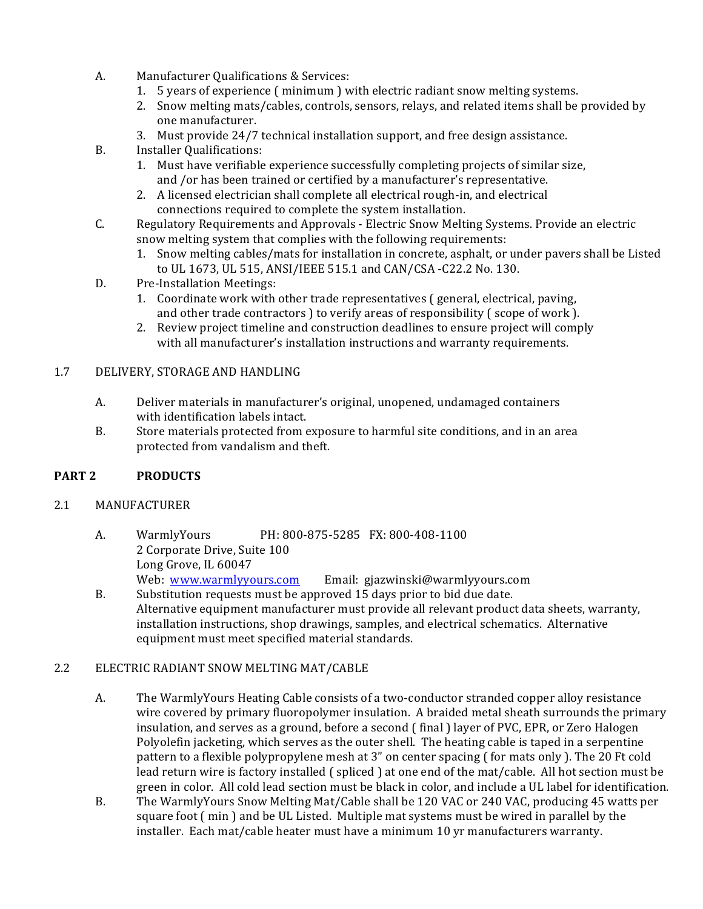A. Manufacturer Qualifications & Services:
   1. 5 years of experience ( minimum ) with electric radiant snow melting systems.
   2. Snow melting mats/cables, controls, sensors, relays, and related items shall be provided by one manufacturer.
   3. Must provide 24/7 technical installation support, and free design assistance.

B. Installer Qualifications:
   1. Must have verifiable experience successfully completing projects of similar size, and /or has been trained or certified by a manufacturer's representative.
   2. A licensed electrician shall complete all electrical rough-in, and electrical connections required to complete the system installation.

C. Regulatory Requirements and Approvals - Electric Snow Melting Systems. Provide an electric snow melting system that complies with the following requirements:
   1. Snow melting cables/mats for installation in concrete, asphalt, or under pavers shall be Listed to UL 1673, UL 515, ANSI/IEEE 515.1 and CAN/CSA -C22.2 No. 130.

D. Pre-Installation Meetings:
   1. Coordinate work with other trade representatives ( general, electrical, paving, and other trade contractors ) to verify areas of responsibility ( scope of work ).
   2. Review project timeline and construction deadlines to ensure project will comply with all manufacturer's installation instructions and warranty requirements.

## 1.7 DELIVERY, STORAGE AND HANDLING

A. Deliver materials in manufacturer's original, unopened, undamaged containers with identification labels intact.

B. Store materials protected from exposure to harmful site conditions, and in an area protected from vandalism and theft.

# PART 2 PRODUCTS

## 2.1 MANUFACTURER

A. WarmlyYours PH: 800-875-5285 FX: 800-408-1100
   2 Corporate Drive, Suite 100
   Long Grove, IL 60047
   Web: [www.warmlyyours.com](http://www.warmlyyours.com) Email: gjazwinski@warmlyyours.com

B. Substitution requests must be approved 15 days prior to bid due date.
   Alternative equipment manufacturer must provide all relevant product data sheets, warranty, installation instructions, shop drawings, samples, and electrical schematics. Alternative equipment must meet specified material standards.

## 2.2 ELECTRIC RADIANT SNOW MELTING MAT/CABLE

A. The WarmlyYours Heating Cable consists of a two-conductor stranded copper alloy resistance wire covered by primary fluoropolymer insulation. A braided metal sheath surrounds the primary insulation, and serves as a ground, before a second ( final ) layer of PVC, EPR, or Zero Halogen Polyolefin jacketing, which serves as the outer shell. The heating cable is taped in a serpentine pattern to a flexible polypropylene mesh at 3" on center spacing ( for mats only ). The 20 Ft cold lead return wire is factory installed ( spliced ) at one end of the mat/cable. All hot section must be green in color. All cold lead section must be black in color, and include a UL label for identification.

B. The WarmlyYours Snow Melting Mat/Cable shall be 120 VAC or 240 VAC, producing 45 watts per square foot ( min ) and be UL Listed. Multiple mat systems must be wired in parallel by the installer. Each mat/cable heater must have a minimum 10 yr manufacturers warranty.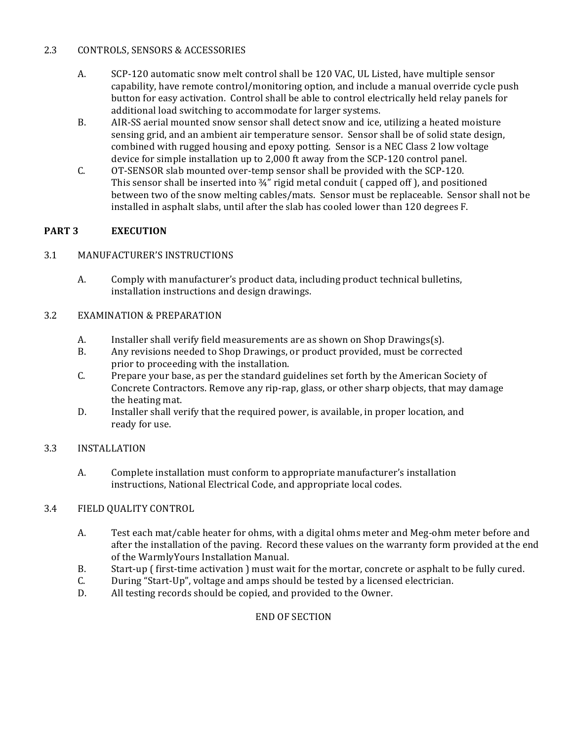## 2.3 CONTROLS, SENSORS & ACCESSORIES

A. SCP-120 automatic snow melt control shall be 120 VAC, UL Listed, have multiple sensor capability, have remote control/monitoring option, and include a manual override cycle push button for easy activation. Control shall be able to control electrically held relay panels for additional load switching to accommodate for larger systems.

B. AIR-SS aerial mounted snow sensor shall detect snow and ice, utilizing a heated moisture sensing grid, and an ambient air temperature sensor. Sensor shall be of solid state design, combined with rugged housing and epoxy potting. Sensor is a NEC Class 2 low voltage device for simple installation up to 2,000 ft away from the SCP-120 control panel.

C. OT-SENSOR slab mounted over-temp sensor shall be provided with the SCP-120. This sensor shall be inserted into ¾" rigid metal conduit ( capped off ), and positioned between two of the snow melting cables/mats. Sensor must be replaceable. Sensor shall not be installed in asphalt slabs, until after the slab has cooled lower than 120 degrees F.

# PART 3 EXECUTION

## 3.1 MANUFACTURER'S INSTRUCTIONS

A. Comply with manufacturer's product data, including product technical bulletins, installation instructions and design drawings.

## 3.2 EXAMINATION & PREPARATION

A. Installer shall verify field measurements are as shown on Shop Drawings(s).

B. Any revisions needed to Shop Drawings, or product provided, must be corrected prior to proceeding with the installation.

C. Prepare your base, as per the standard guidelines set forth by the American Society of Concrete Contractors. Remove any rip-rap, glass, or other sharp objects, that may damage the heating mat.

D. Installer shall verify that the required power, is available, in proper location, and ready for use.

## 3.3 INSTALLATION

A. Complete installation must conform to appropriate manufacturer's installation instructions, National Electrical Code, and appropriate local codes.

## 3.4 FIELD QUALITY CONTROL

A. Test each mat/cable heater for ohms, with a digital ohms meter and Meg-ohm meter before and after the installation of the paving. Record these values on the warranty form provided at the end of the WarmlyYours Installation Manual.

B. Start-up ( first-time activation ) must wait for the mortar, concrete or asphalt to be fully cured.

C. During "Start-Up", voltage and amps should be tested by a licensed electrician.

D. All testing records should be copied, and provided to the Owner.

END OF SECTION